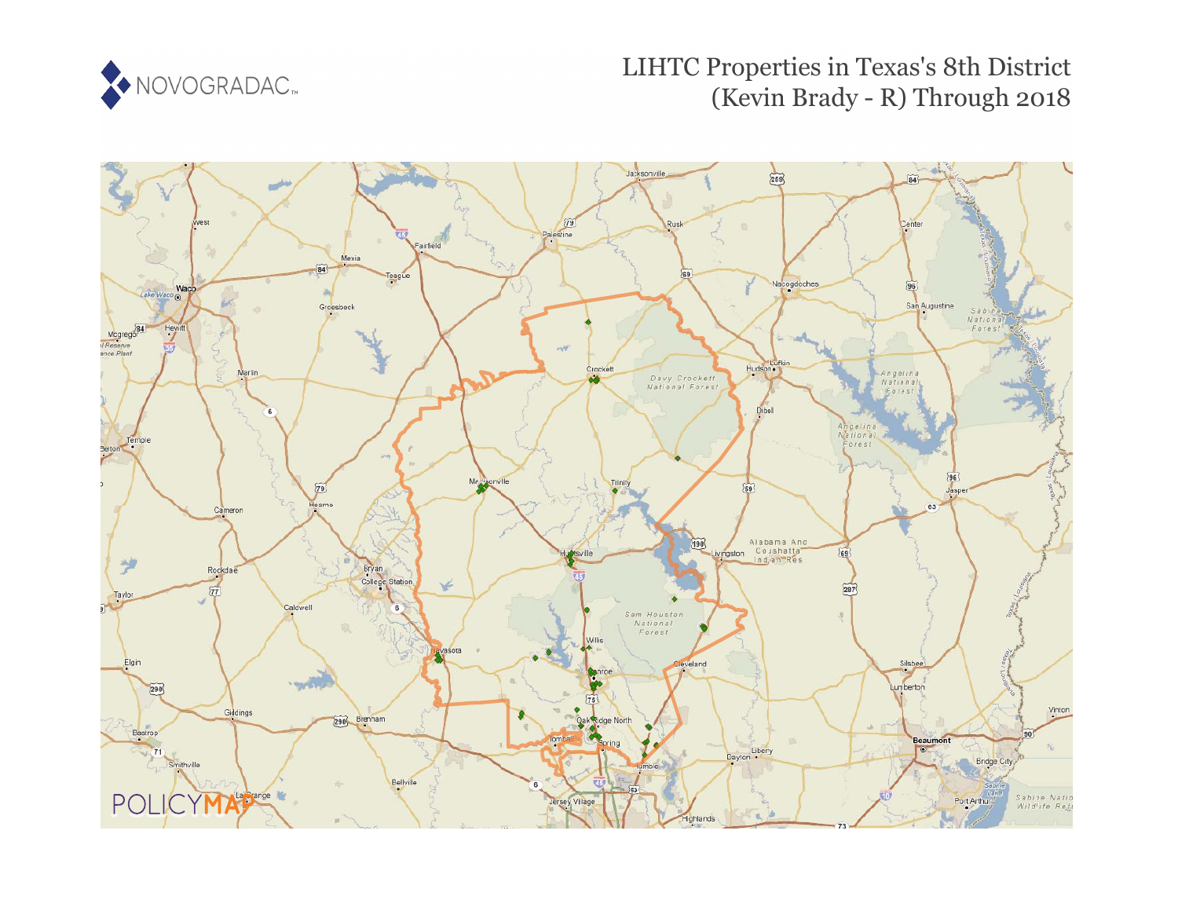NOVOGRADAC

# LIHTC Properties in Texas's 8th District (Kevin Brady - R) Through 2018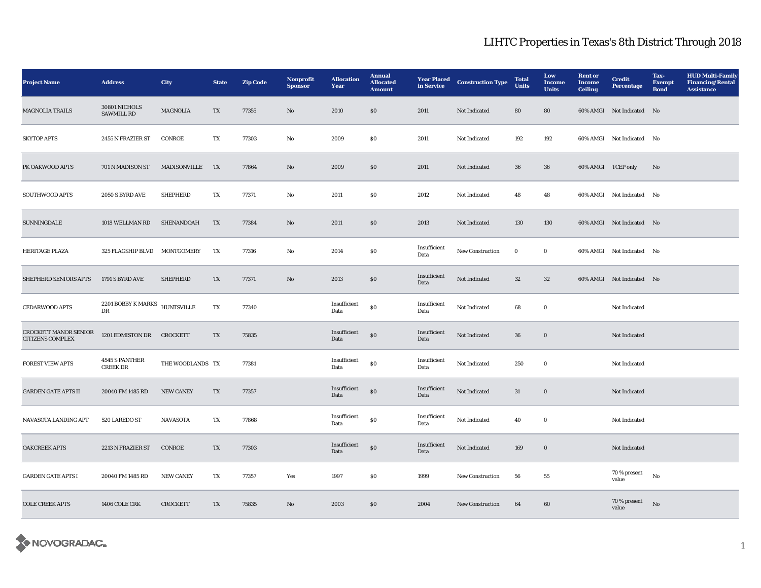# LIHTC Properties in Texas's 8th District Through 2018

| Project Name | Address | City | State | Zip Code | Nonprofit Sponsor | Allocation Year | Annual Allocated Amount | Year Placed in Service | Construction Type | Total Units | Low Income Units | Rent or Income Ceiling | Credit Percentage | Tax-Exempt Bond | HUD Multi-Family Financing/Rental Assistance |
|---|---|---|---|---|---|---|---|---|---|---|---|---|---|---|---|
| MAGNOLIA TRAILS | 30801 NICHOLS SAWMILL RD | MAGNOLIA | TX | 77355 | No | 2010 | $0 | 2011 | Not Indicated | 80 | 80 | 60% AMGI | Not Indicated | No | |
| SKYTOP APTS | 2455 N FRAZIER ST | CONROE | TX | 77303 | No | 2009 | $0 | 2011 | Not Indicated | 192 | 192 | 60% AMGI | Not Indicated | No | |
| PK OAKWOOD APTS | 701 N MADISON ST | MADISONVILLE | TX | 77864 | No | 2009 | $0 | 2011 | Not Indicated | 36 | 36 | 60% AMGI | TCEP only | No | |
| SOUTHWOOD APTS | 2050 S BYRD AVE | SHEPHERD | TX | 77371 | No | 2011 | $0 | 2012 | Not Indicated | 48 | 48 | 60% AMGI | Not Indicated | No | |
| SUNNINGDALE | 1018 WELLMAN RD | SHENANDOAH | TX | 77384 | No | 2011 | $0 | 2013 | Not Indicated | 130 | 130 | 60% AMGI | Not Indicated | No | |
| HERITAGE PLAZA | 325 FLAGSHIP BLVD | MONTGOMERY | TX | 77316 | No | 2014 | $0 | Insufficient Data | New Construction | 0 | 0 | 60% AMGI | Not Indicated | No | |
| SHEPHERD SENIORS APTS | 1791 S BYRD AVE | SHEPHERD | TX | 77371 | No | 2013 | $0 | Insufficient Data | Not Indicated | 32 | 32 | 60% AMGI | Not Indicated | No | |
| CEDARWOOD APTS | 2201 BOBBY K MARKS DR | HUNTSVILLE | TX | 77340 | | Insufficient Data | $0 | Insufficient Data | Not Indicated | 68 | 0 | | Not Indicated | | |
| CROCKETT MANOR SENIOR CITIZENS COMPLEX | 1201 EDMISTON DR | CROCKETT | TX | 75835 | | Insufficient Data | $0 | Insufficient Data | Not Indicated | 36 | 0 | | Not Indicated | | |
| FOREST VIEW APTS | 4545 S PANTHER CREEK DR | THE WOODLANDS | TX | 77381 | | Insufficient Data | $0 | Insufficient Data | Not Indicated | 250 | 0 | | Not Indicated | | |
| GARDEN GATE APTS II | 20040 FM 1485 RD | NEW CANEY | TX | 77357 | | Insufficient Data | $0 | Insufficient Data | Not Indicated | 31 | 0 | | Not Indicated | | |
| NAVASOTA LANDING APT | 520 LAREDO ST | NAVASOTA | TX | 77868 | | Insufficient Data | $0 | Insufficient Data | Not Indicated | 40 | 0 | | Not Indicated | | |
| OAKCREEK APTS | 2213 N FRAZIER ST | CONROE | TX | 77303 | | Insufficient Data | $0 | Insufficient Data | Not Indicated | 169 | 0 | | Not Indicated | | |
| GARDEN GATE APTS I | 20040 FM 1485 RD | NEW CANEY | TX | 77357 | Yes | 1997 | $0 | 1999 | New Construction | 56 | 55 | | 70 % present value | No | |
| COLE CREEK APTS | 1406 COLE CRK | CROCKETT | TX | 75835 | No | 2003 | $0 | 2004 | New Construction | 64 | 60 | | 70 % present value | No | |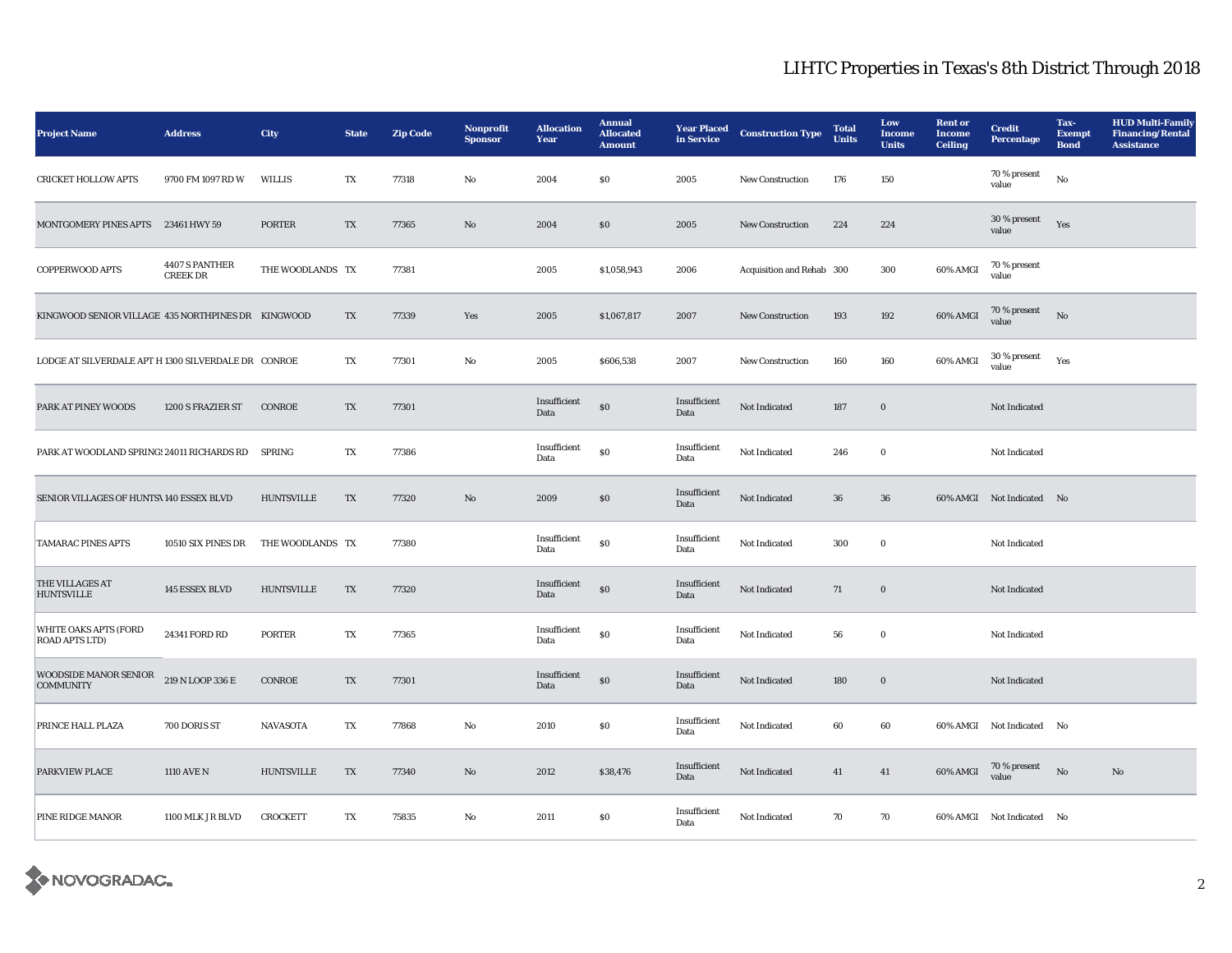# LIHTC Properties in Texas's 8th District Through 2018

| Project Name | Address | City | State | Zip Code | Nonprofit Sponsor | Allocation Year | Annual Allocated Amount | Year Placed in Service | Construction Type | Total Units | Low Income Units | Rent or Income Ceiling | Credit Percentage | Tax-Exempt Bond | HUD Multi-Family Financing/Rental Assistance |
|---|---|---|---|---|---|---|---|---|---|---|---|---|---|---|---|
| CRICKET HOLLOW APTS | 9700 FM 1097 RD W | WILLIS | TX | 77318 | No | 2004 | $0 | 2005 | New Construction | 176 | 150 | | 70 % present value | No | |
| MONTGOMERY PINES APTS | 23461 HWY 59 | PORTER | TX | 77365 | No | 2004 | $0 | 2005 | New Construction | 224 | 224 | | 30 % present value | Yes | |
| COPPERWOOD APTS | 4407 S PANTHER CREEK DR | THE WOODLANDS | TX | 77381 | | 2005 | $1,058,943 | 2006 | Acquisition and Rehab | 300 | 300 | 60% AMGI | 70 % present value | | |
| KINGWOOD SENIOR VILLAGE | 435 NORTHPINES DR | KINGWOOD | TX | 77339 | Yes | 2005 | $1,067,817 | 2007 | New Construction | 193 | 192 | 60% AMGI | 70 % present value | No | |
| LODGE AT SILVERDALE APT H | 1300 SILVERDALE DR | CONROE | TX | 77301 | No | 2005 | $606,538 | 2007 | New Construction | 160 | 160 | 60% AMGI | 30 % present value | Yes | |
| PARK AT PINEY WOODS | 1200 S FRAZIER ST | CONROE | TX | 77301 | | Insufficient Data | $0 | Insufficient Data | Not Indicated | 187 | 0 | | Not Indicated | | |
| PARK AT WOODLAND SPRINGS | 24011 RICHARDS RD | SPRING | TX | 77386 | | Insufficient Data | $0 | Insufficient Data | Not Indicated | 246 | 0 | | Not Indicated | | |
| SENIOR VILLAGES OF HUNTSV | 140 ESSEX BLVD | HUNTSVILLE | TX | 77320 | No | 2009 | $0 | Insufficient Data | Not Indicated | 36 | 36 | 60% AMGI | Not Indicated | No | |
| TAMARAC PINES APTS | 10510 SIX PINES DR | THE WOODLANDS | TX | 77380 | | Insufficient Data | $0 | Insufficient Data | Not Indicated | 300 | 0 | | Not Indicated | | |
| THE VILLAGES AT HUNTSVILLE | 145 ESSEX BLVD | HUNTSVILLE | TX | 77320 | | Insufficient Data | $0 | Insufficient Data | Not Indicated | 71 | 0 | | Not Indicated | | |
| WHITE OAKS APTS (FORD ROAD APTS LTD) | 24341 FORD RD | PORTER | TX | 77365 | | Insufficient Data | $0 | Insufficient Data | Not Indicated | 56 | 0 | | Not Indicated | | |
| WOODSIDE MANOR SENIOR COMMUNITY | 219 N LOOP 336 E | CONROE | TX | 77301 | | Insufficient Data | $0 | Insufficient Data | Not Indicated | 180 | 0 | | Not Indicated | | |
| PRINCE HALL PLAZA | 700 DORIS ST | NAVASOTA | TX | 77868 | No | 2010 | $0 | Insufficient Data | Not Indicated | 60 | 60 | 60% AMGI | Not Indicated | No | |
| PARKVIEW PLACE | 1110 AVE N | HUNTSVILLE | TX | 77340 | No | 2012 | $38,476 | Insufficient Data | Not Indicated | 41 | 41 | 60% AMGI | 70 % present value | No | No |
| PINE RIDGE MANOR | 1100 MLK JR BLVD | CROCKETT | TX | 75835 | No | 2011 | $0 | Insufficient Data | Not Indicated | 70 | 70 | 60% AMGI | Not Indicated | No | |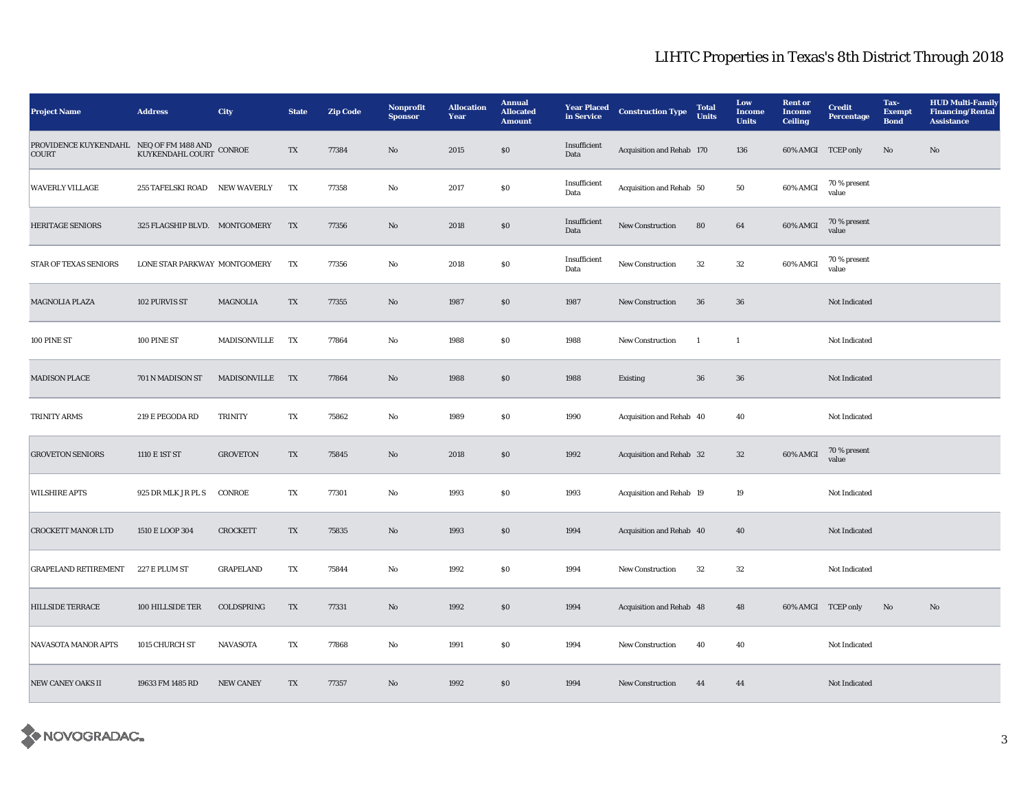# LIHTC Properties in Texas's 8th District Through 2018

| Project Name | Address | City | State | Zip Code | Nonprofit Sponsor | Allocation Year | Annual Allocated Amount | Year Placed in Service | Construction Type | Total Units | Low Income Units | Rent or Income Ceiling | Credit Percentage | Tax-Exempt Bond | HUD Multi-Family Financing/Rental Assistance |
|---|---|---|---|---|---|---|---|---|---|---|---|---|---|---|---|
| PROVIDENCE KUYKENDAHL COURT | NEQ OF FM 1488 AND KUYKENDAHL COURT | CONROE | TX | 77384 | No | 2015 | $0 | Insufficient Data | Acquisition and Rehab | 170 | 136 | 60% AMGI | TCEP only | No | No |
| WAVERLY VILLAGE | 255 TAFELSKI ROAD | NEW WAVERLY | TX | 77358 | No | 2017 | $0 | Insufficient Data | Acquisition and Rehab | 50 | 50 | 60% AMGI | 70 % present value | | |
| HERITAGE SENIORS | 325 FLAGSHIP BLVD. | MONTGOMERY | TX | 77356 | No | 2018 | $0 | Insufficient Data | New Construction | 80 | 64 | 60% AMGI | 70 % present value | | |
| STAR OF TEXAS SENIORS | LONE STAR PARKWAY | MONTGOMERY | TX | 77356 | No | 2018 | $0 | Insufficient Data | New Construction | 32 | 32 | 60% AMGI | 70 % present value | | |
| MAGNOLIA PLAZA | 102 PURVIS ST | MAGNOLIA | TX | 77355 | No | 1987 | $0 | 1987 | New Construction | 36 | 36 | | Not Indicated | | |
| 100 PINE ST | 100 PINE ST | MADISONVILLE | TX | 77864 | No | 1988 | $0 | 1988 | New Construction | 1 | 1 | | Not Indicated | | |
| MADISON PLACE | 701 N MADISON ST | MADISONVILLE | TX | 77864 | No | 1988 | $0 | 1988 | Existing | 36 | 36 | | Not Indicated | | |
| TRINITY ARMS | 219 E PEGODA RD | TRINITY | TX | 75862 | No | 1989 | $0 | 1990 | Acquisition and Rehab | 40 | 40 | | Not Indicated | | |
| GROVETON SENIORS | 1110 E 1ST ST | GROVETON | TX | 75845 | No | 2018 | $0 | 1992 | Acquisition and Rehab | 32 | 32 | 60% AMGI | 70 % present value | | |
| WILSHIRE APTS | 925 DR MLK JR PL S | CONROE | TX | 77301 | No | 1993 | $0 | 1993 | Acquisition and Rehab | 19 | 19 | | Not Indicated | | |
| CROCKETT MANOR LTD | 1510 E LOOP 304 | CROCKETT | TX | 75835 | No | 1993 | $0 | 1994 | Acquisition and Rehab | 40 | 40 | | Not Indicated | | |
| GRAPELAND RETIREMENT | 227 E PLUM ST | GRAPELAND | TX | 75844 | No | 1992 | $0 | 1994 | New Construction | 32 | 32 | | Not Indicated | | |
| HILLSIDE TERRACE | 100 HILLSIDE TER | COLDSPRING | TX | 77331 | No | 1992 | $0 | 1994 | Acquisition and Rehab | 48 | 48 | 60% AMGI | TCEP only | No | No |
| NAVASOTA MANOR APTS | 1015 CHURCH ST | NAVASOTA | TX | 77868 | No | 1991 | $0 | 1994 | New Construction | 40 | 40 | | Not Indicated | | |
| NEW CANEY OAKS II | 19633 FM 1485 RD | NEW CANEY | TX | 77357 | No | 1992 | $0 | 1994 | New Construction | 44 | 44 | | Not Indicated | | |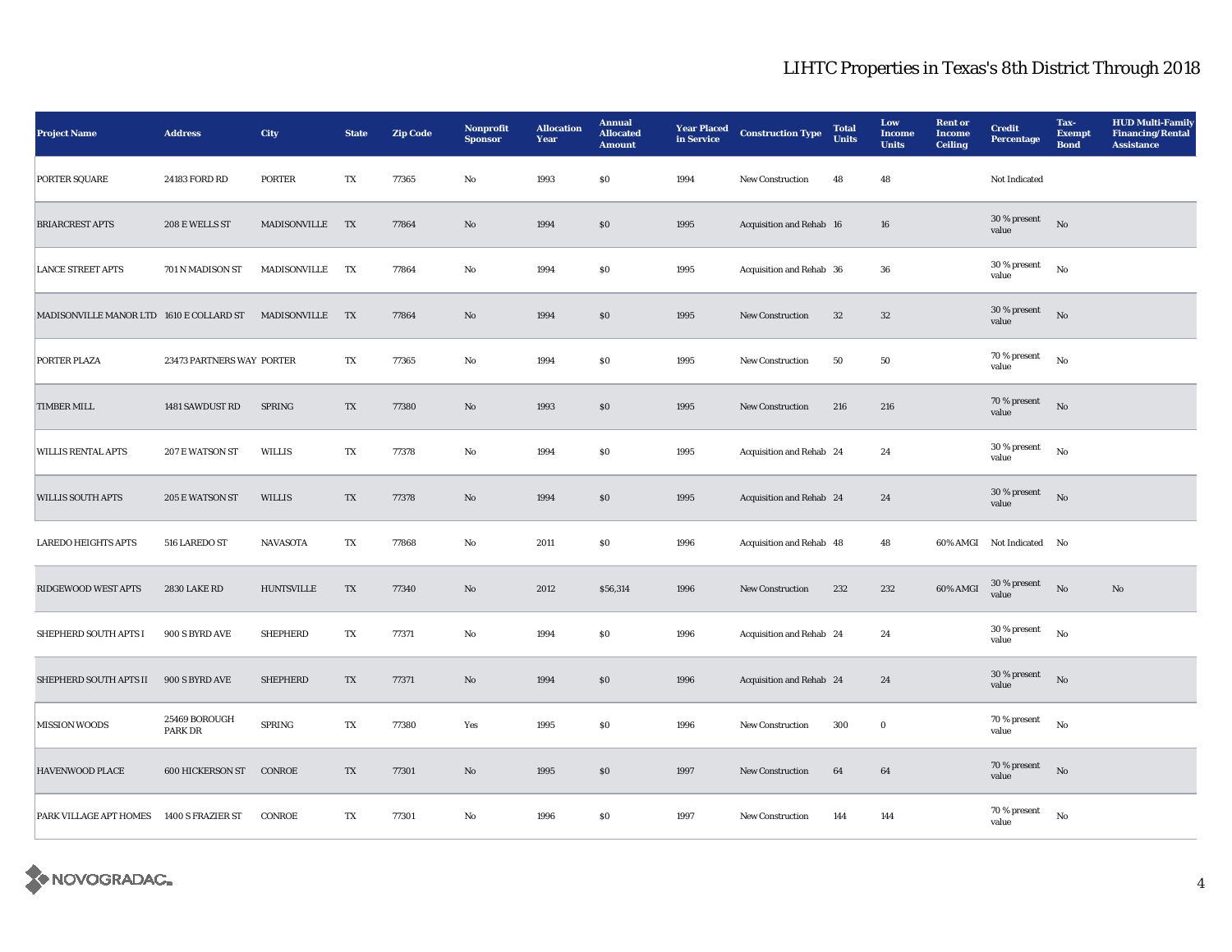## LIHTC Properties in Texas's 8th District Through 2018

| Project Name | Address | City | State | Zip Code | Nonprofit Sponsor | Allocation Year | Annual Allocated Amount | Year Placed in Service | Construction Type | Total Units | Low Income Units | Rent or Income Ceiling | Credit Percentage | Tax-Exempt Bond | HUD Multi-Family Financing/Rental Assistance |
|---|---|---|---|---|---|---|---|---|---|---|---|---|---|---|---|
| PORTER SQUARE | 24183 FORD RD | PORTER | TX | 77365 | No | 1993 | $0 | 1994 | New Construction | 48 | 48 | | Not Indicated | | |
| BRIARCREST APTS | 208 E WELLS ST | MADISONVILLE | TX | 77864 | No | 1994 | $0 | 1995 | Acquisition and Rehab | 16 | 16 | | 30 % present value | No | |
| LANCE STREET APTS | 701 N MADISON ST | MADISONVILLE | TX | 77864 | No | 1994 | $0 | 1995 | Acquisition and Rehab | 36 | 36 | | 30 % present value | No | |
| MADISONVILLE MANOR LTD | 1610 E COLLARD ST | MADISONVILLE | TX | 77864 | No | 1994 | $0 | 1995 | New Construction | 32 | 32 | | 30 % present value | No | |
| PORTER PLAZA | 23473 PARTNERS WAY | PORTER | TX | 77365 | No | 1994 | $0 | 1995 | New Construction | 50 | 50 | | 70 % present value | No | |
| TIMBER MILL | 1481 SAWDUST RD | SPRING | TX | 77380 | No | 1993 | $0 | 1995 | New Construction | 216 | 216 | | 70 % present value | No | |
| WILLIS RENTAL APTS | 207 E WATSON ST | WILLIS | TX | 77378 | No | 1994 | $0 | 1995 | Acquisition and Rehab | 24 | 24 | | 30 % present value | No | |
| WILLIS SOUTH APTS | 205 E WATSON ST | WILLIS | TX | 77378 | No | 1994 | $0 | 1995 | Acquisition and Rehab | 24 | 24 | | 30 % present value | No | |
| LAREDO HEIGHTS APTS | 516 LAREDO ST | NAVASOTA | TX | 77868 | No | 2011 | $0 | 1996 | Acquisition and Rehab | 48 | 48 | 60% AMGI | Not Indicated | No | |
| RIDGEWOOD WEST APTS | 2830 LAKE RD | HUNTSVILLE | TX | 77340 | No | 2012 | $56,314 | 1996 | New Construction | 232 | 232 | 60% AMGI | 30 % present value | No | No |
| SHEPHERD SOUTH APTS I | 900 S BYRD AVE | SHEPHERD | TX | 77371 | No | 1994 | $0 | 1996 | Acquisition and Rehab | 24 | 24 | | 30 % present value | No | |
| SHEPHERD SOUTH APTS II | 900 S BYRD AVE | SHEPHERD | TX | 77371 | No | 1994 | $0 | 1996 | Acquisition and Rehab | 24 | 24 | | 30 % present value | No | |
| MISSION WOODS | 25469 BOROUGH PARK DR | SPRING | TX | 77380 | Yes | 1995 | $0 | 1996 | New Construction | 300 | 0 | | 70 % present value | No | |
| HAVENWOOD PLACE | 600 HICKERSON ST | CONROE | TX | 77301 | No | 1995 | $0 | 1997 | New Construction | 64 | 64 | | 70 % present value | No | |
| PARK VILLAGE APT HOMES | 1400 S FRAZIER ST | CONROE | TX | 77301 | No | 1996 | $0 | 1997 | New Construction | 144 | 144 | | 70 % present value | No | |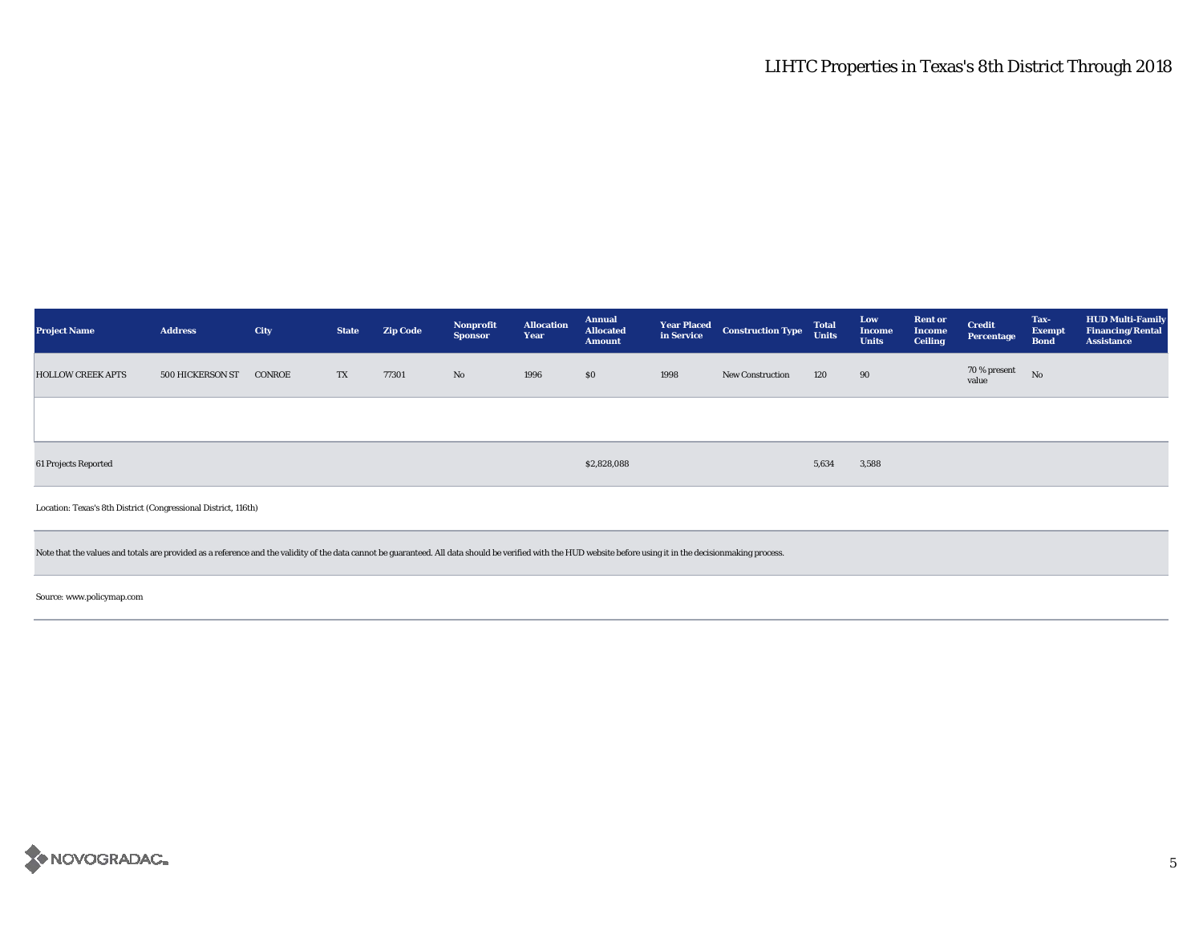| Project Name | Address | City | State | Zip Code | Nonprofit Sponsor | Allocation Year | Annual Allocated Amount | Year Placed in Service | Construction Type | Total Units | Low Income Units | Rent or Income Ceiling | Credit Percentage | Tax-Exempt Bond | HUD Multi-Family Financing/Rental Assistance |
|---|---|---|---|---|---|---|---|---|---|---|---|---|---|---|---|
| HOLLOW CREEK APTS | 500 HICKERSON ST | CONROE | TX | 77301 | No | 1996 | $0 | 1998 | New Construction | 120 | 90 | | 70 % present value | No | |
| | | | | | | | | | | | | | | | |
| 61 Projects Reported | | | | | | | $2,828,088 | | | 5,634 | 3,588 | | | | |

Location: Texas's 8th District (Congressional District, 116th)

Note that the values and totals are provided as a reference and the validity of the data cannot be guaranteed. All data should be verified with the HUD website before using it in the decisionmaking process.

Source: www.policymap.com